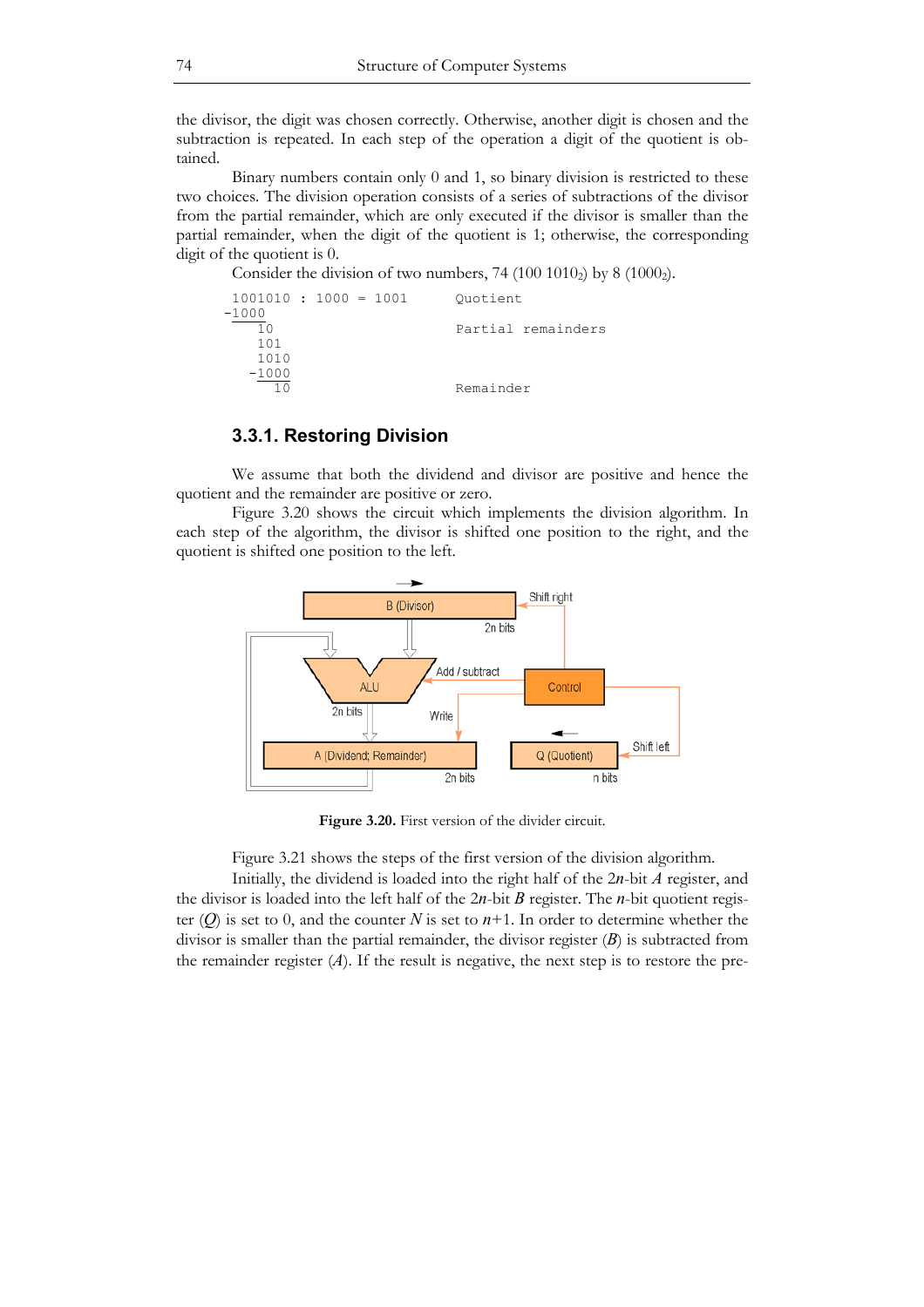the divisor, the digit was chosen correctly. Otherwise, another digit is chosen and the subtraction is repeated. In each step of the operation a digit of the quotient is obtained.

Binary numbers contain only 0 and 1, so binary division is restricted to these two choices. The division operation consists of a series of subtractions of the divisor from the partial remainder, which are only executed if the divisor is smaller than the partial remainder, when the digit of the quotient is 1; otherwise, the corresponding digit of the quotient is 0.

Consider the division of two numbers, 74 (100 $1010_2$) by 8 ($1000_2$).

```
 1001010 : 1000 = 1001      Quotient
-1000
    10                      Partial remainders
    101
    1010
   -1000
      10                    Remainder
```

### 3.3.1. Restoring Division

We assume that both the dividend and divisor are positive and hence the quotient and the remainder are positive or zero.

Figure 3.20 shows the circuit which implements the division algorithm. In each step of the algorithm, the divisor is shifted one position to the right, and the quotient is shifted one position to the left.

**Figure 3.20.** First version of the divider circuit.

Figure 3.21 shows the steps of the first version of the division algorithm.

Initially, the dividend is loaded into the right half of the $2n$-bit $A$ register, and the divisor is loaded into the left half of the $2n$-bit $B$ register. The $n$-bit quotient register ($Q$) is set to 0, and the counter $N$ is set to $n$+1. In order to determine whether the divisor is smaller than the partial remainder, the divisor register ($B$) is subtracted from the remainder register ($A$). If the result is negative, the next step is to restore the pre-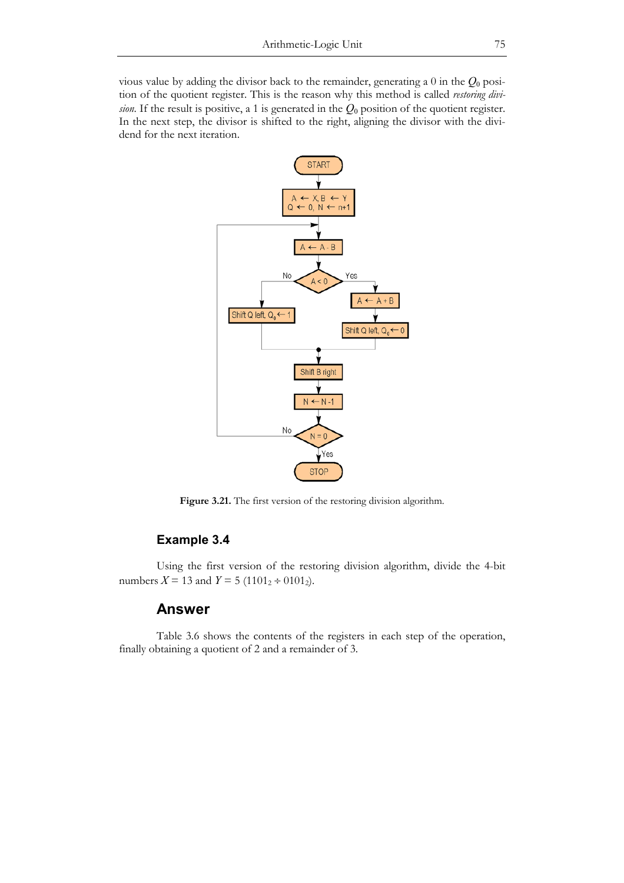vious value by adding the divisor back to the remainder, generating a 0 in the $Q_0$ position of the quotient register. This is the reason why this method is called *restoring division*. If the result is positive, a 1 is generated in the $Q_0$ position of the quotient register. In the next step, the divisor is shifted to the right, aligning the divisor with the dividend for the next iteration.

**Figure 3.21.** The first version of the restoring division algorithm.

### Example 3.4

Using the first version of the restoring division algorithm, divide the 4-bit numbers $X = 13$ and $Y = 5$ ($1101_2 \div 0101_2$).

## Answer

Table 3.6 shows the contents of the registers in each step of the operation, finally obtaining a quotient of 2 and a remainder of 3.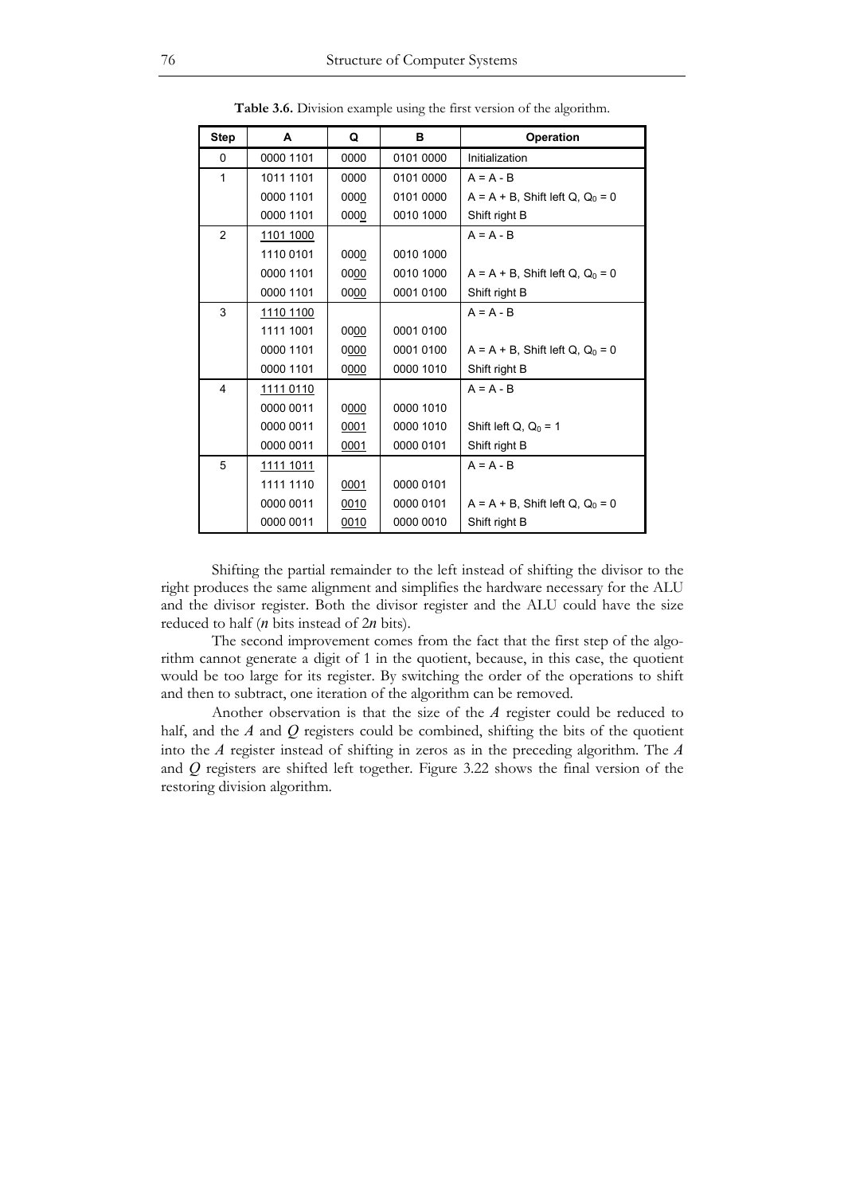**Table 3.6.** Division example using the first version of the algorithm.

| Step | A | Q | B | Operation |
|---|---|---|---|---|
| 0 | 0000 1101 | 0000 | 0101 0000 | Initialization |
| 1 | 1011 1101 | 0000 | 0101 0000 | A = A - B |
| | 0000 1101 | 0000 | 0101 0000 | A = A + B, Shift left Q, $Q_0$ = 0 |
| | 0000 1101 | 0000 | 0010 1000 | Shift right B |
| 2 | 1101 1000 | | | A = A - B |
| | 1110 0101 | 0000 | 0010 1000 | |
| | 0000 1101 | 0000 | 0010 1000 | A = A + B, Shift left Q, $Q_0$ = 0 |
| | 0000 1101 | 0000 | 0001 0100 | Shift right B |
| 3 | 1110 1100 | | | A = A - B |
| | 1111 1001 | 0000 | 0001 0100 | |
| | 0000 1101 | 0000 | 0001 0100 | A = A + B, Shift left Q, $Q_0$ = 0 |
| | 0000 1101 | 0000 | 0000 1010 | Shift right B |
| 4 | 1111 0110 | | | A = A - B |
| | 0000 0011 | 0000 | 0000 1010 | |
| | 0000 0011 | 0001 | 0000 1010 | Shift left Q, $Q_0$ = 1 |
| | 0000 0011 | 0001 | 0000 0101 | Shift right B |
| 5 | 1111 1011 | | | A = A - B |
| | 1111 1110 | 0001 | 0000 0101 | |
| | 0000 0011 | 0010 | 0000 0101 | A = A + B, Shift left Q, $Q_0$ = 0 |
| | 0000 0011 | 0010 | 0000 0010 | Shift right B |

Shifting the partial remainder to the left instead of shifting the divisor to the right produces the same alignment and simplifies the hardware necessary for the ALU and the divisor register. Both the divisor register and the ALU could have the size reduced to half ($n$ bits instead of $2n$ bits).

The second improvement comes from the fact that the first step of the algorithm cannot generate a digit of 1 in the quotient, because, in this case, the quotient would be too large for its register. By switching the order of the operations to shift and then to subtract, one iteration of the algorithm can be removed.

Another observation is that the size of the $A$ register could be reduced to half, and the $A$ and $Q$ registers could be combined, shifting the bits of the quotient into the $A$ register instead of shifting in zeros as in the preceding algorithm. The $A$ and $Q$ registers are shifted left together. Figure 3.22 shows the final version of the restoring division algorithm.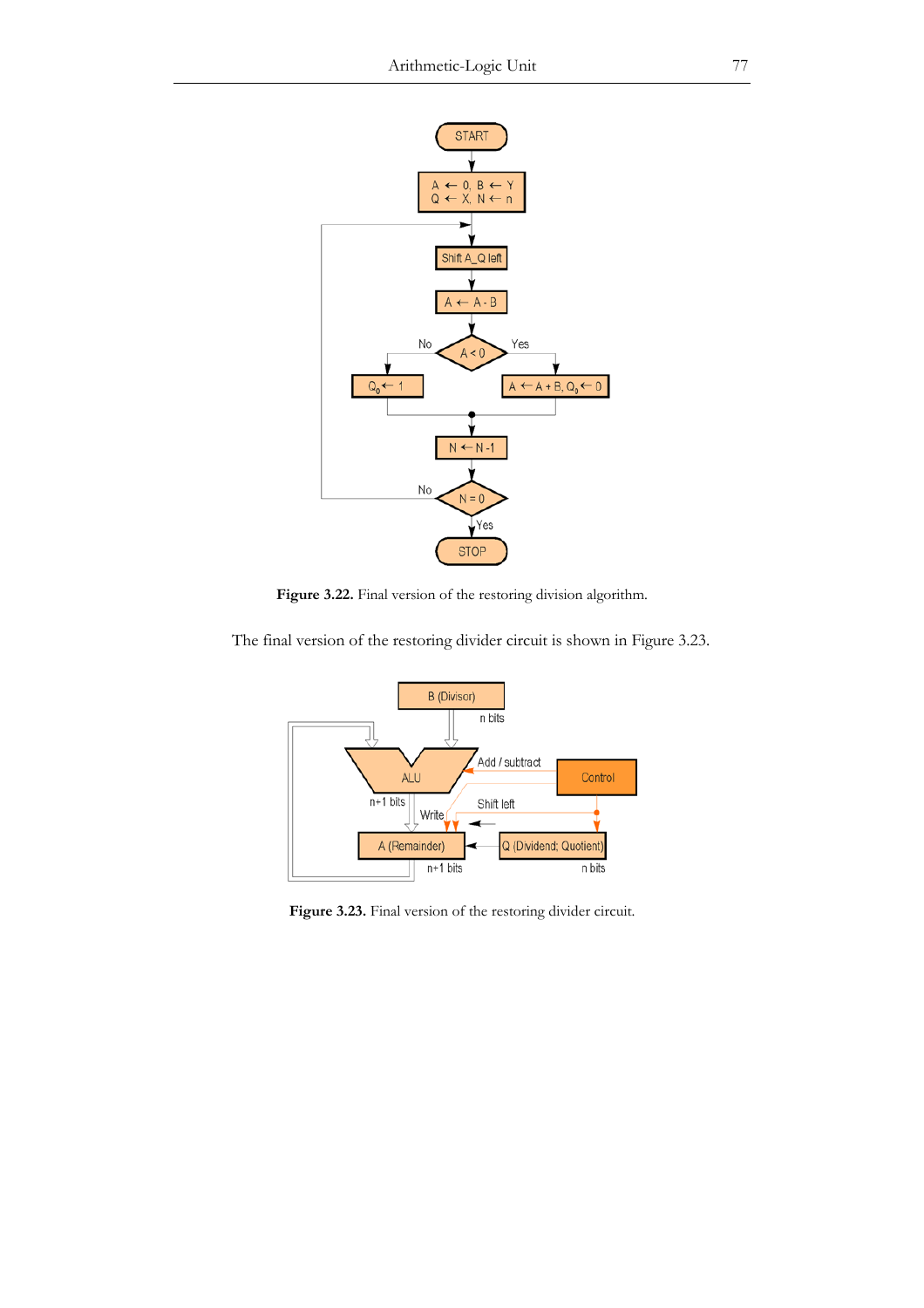Figure 3.22. Final version of the restoring division algorithm.

The final version of the restoring divider circuit is shown in Figure 3.23.

Figure 3.23. Final version of the restoring divider circuit.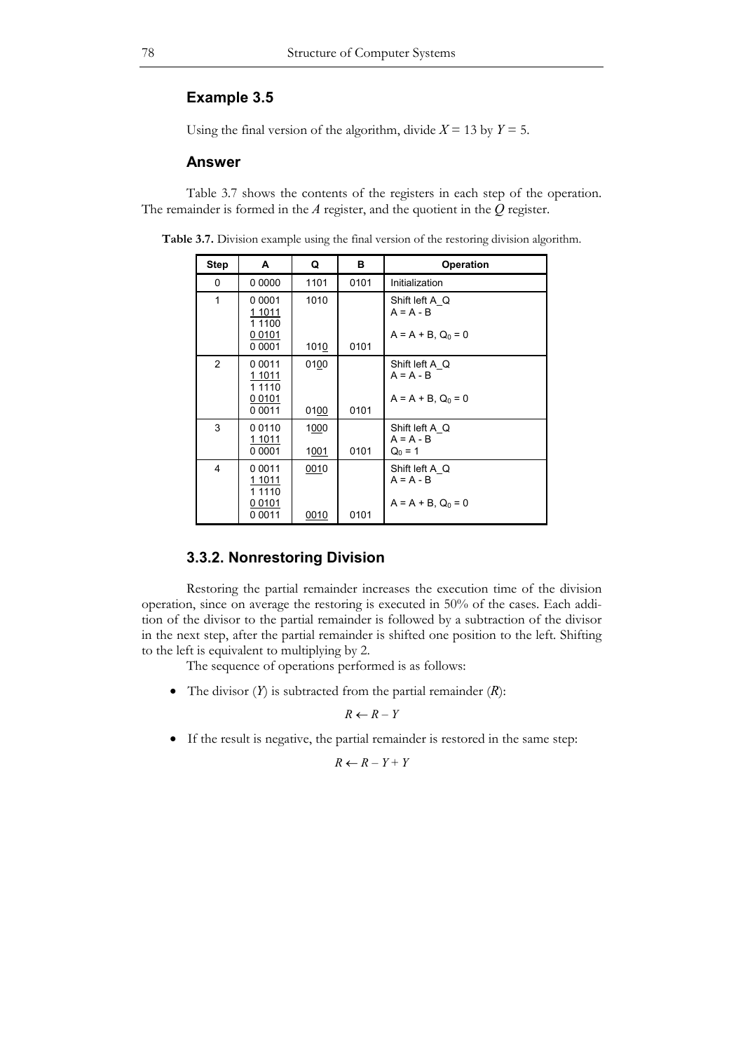### Example 3.5

Using the final version of the algorithm, divide $X = 13$ by $Y = 5$.

### Answer

Table 3.7 shows the contents of the registers in each step of the operation. The remainder is formed in the $A$ register, and the quotient in the $Q$ register.

**Table 3.7.** Division example using the final version of the restoring division algorithm.

| Step | A | Q | B | Operation |
|---|---|---|---|---|
| 0 | 0 0000 | 1101 | 0101 | Initialization |
| 1 | 0 0001<br>1 1011<br>1 1100<br>0 0101<br>0 0001 | 1010<br><br><br><br>1010 | <br><br><br><br>0101 | Shift left A_Q<br>A = A - B<br><br>A = A + B, $Q_0$ = 0 |
| 2 | 0 0011<br>1 1011<br>1 1110<br>0 0101<br>0 0011 | 0100<br><br><br><br>0100 | <br><br><br><br>0101 | Shift left A_Q<br>A = A - B<br><br>A = A + B, $Q_0$ = 0 |
| 3 | 0 0110<br>1 1011<br>0 0001 | 1000<br><br>1001 | <br><br>0101 | Shift left A_Q<br>A = A - B<br>$Q_0$ = 1 |
| 4 | 0 0011<br>1 1011<br>1 1110<br>0 0101<br>0 0011 | 0010<br><br><br><br>0010 | <br><br><br><br>0101 | Shift left A_Q<br>A = A - B<br><br>A = A + B, $Q_0$ = 0 |

## 3.3.2. Nonrestoring Division

Restoring the partial remainder increases the execution time of the division operation, since on average the restoring is executed in 50% of the cases. Each addition of the divisor to the partial remainder is followed by a subtraction of the divisor in the next step, after the partial remainder is shifted one position to the left. Shifting to the left is equivalent to multiplying by 2.

The sequence of operations performed is as follows:

- The divisor ($Y$) is subtracted from the partial remainder ($R$):

$$R \leftarrow R - Y$$

- If the result is negative, the partial remainder is restored in the same step:

$$R \leftarrow R - Y + Y$$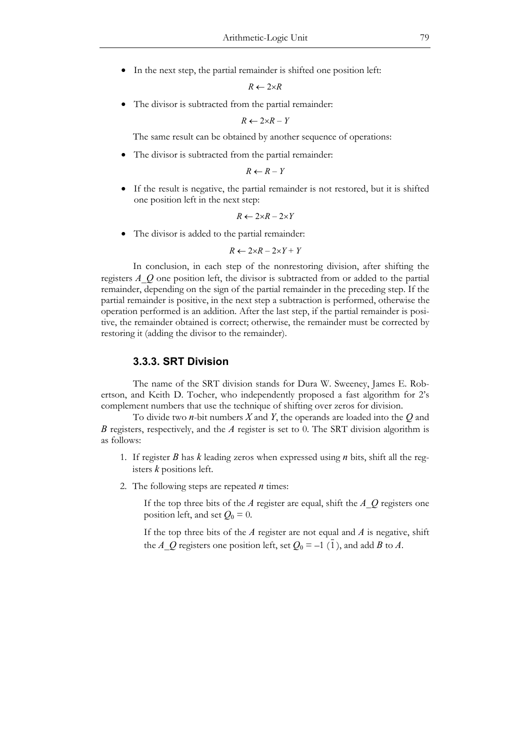- In the next step, the partial remainder is shifted one position left:

$$R \leftarrow 2 \times R$$

- The divisor is subtracted from the partial remainder:

$$R \leftarrow 2 \times R - Y$$

The same result can be obtained by another sequence of operations:

- The divisor is subtracted from the partial remainder:

$$R \leftarrow R - Y$$

- If the result is negative, the partial remainder is not restored, but it is shifted one position left in the next step:

$$R \leftarrow 2 \times R - 2 \times Y$$

- The divisor is added to the partial remainder:

$$R \leftarrow 2 \times R - 2 \times Y + Y$$

In conclusion, in each step of the nonrestoring division, after shifting the registers *A_Q* one position left, the divisor is subtracted from or added to the partial remainder, depending on the sign of the partial remainder in the preceding step. If the partial remainder is positive, in the next step a subtraction is performed, otherwise the operation performed is an addition. After the last step, if the partial remainder is positive, the remainder obtained is correct; otherwise, the remainder must be corrected by restoring it (adding the divisor to the remainder).

### 3.3.3. SRT Division

The name of the SRT division stands for Dura W. Sweeney, James E. Robertson, and Keith D. Tocher, who independently proposed a fast algorithm for 2's complement numbers that use the technique of shifting over zeros for division.

To divide two $n$-bit numbers $X$ and $Y$, the operands are loaded into the $Q$ and $B$ registers, respectively, and the $A$ register is set to 0. The SRT division algorithm is as follows:

1. If register $B$ has $k$ leading zeros when expressed using $n$ bits, shift all the registers $k$ positions left.
2. The following steps are repeated $n$ times:

   If the top three bits of the $A$ register are equal, shift the *A_Q* registers one position left, and set $Q_0 = 0$.

   If the top three bits of the $A$ register are not equal and $A$ is negative, shift the *A_Q* registers one position left, set $Q_0 = -1$ ($\bar{1}$), and add $B$ to $A$.